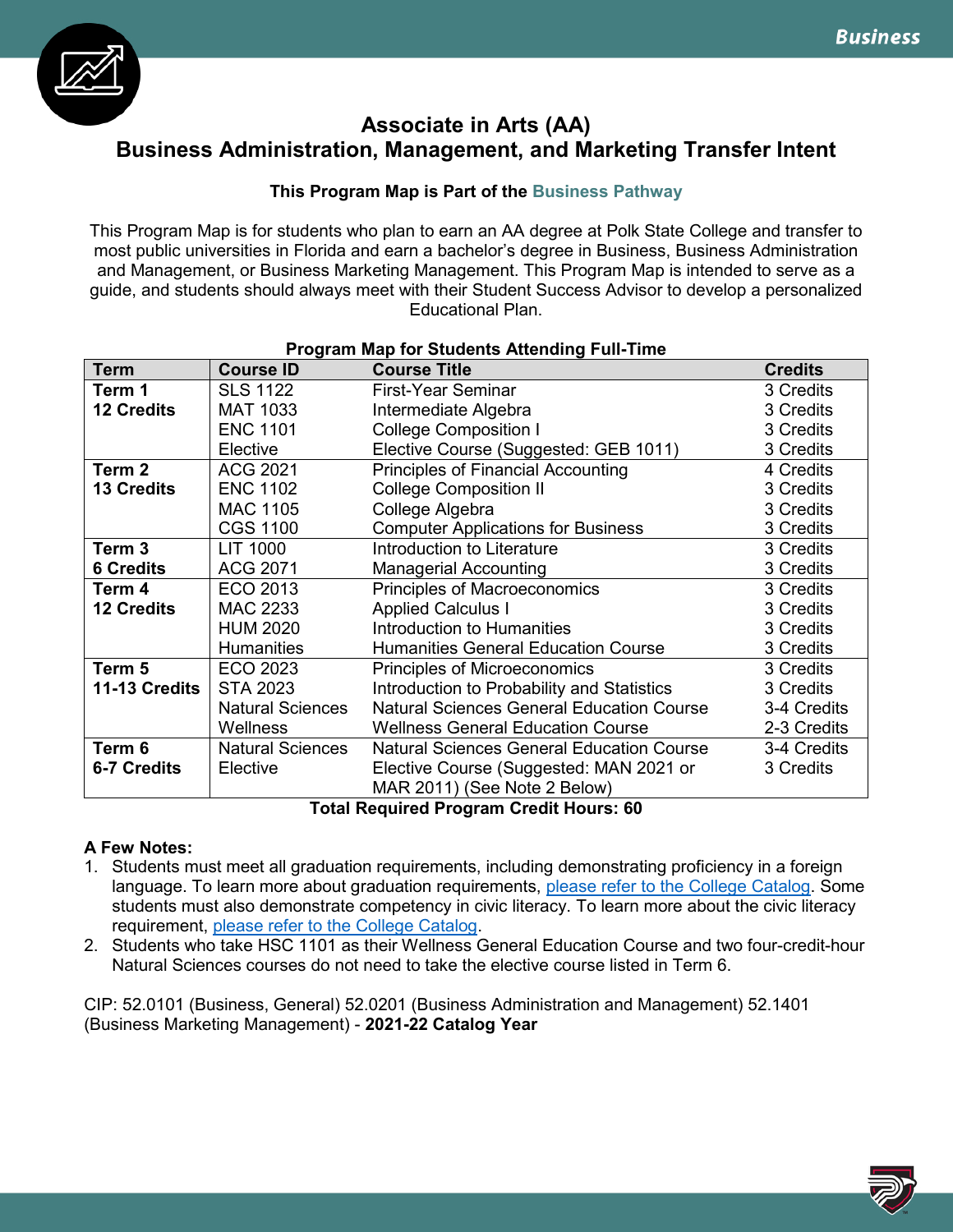# Associate in Arts (AA)
## Business Administration, Management, and Marketing Transfer Intent

**This Program Map is Part of the Business Pathway**

This Program Map is for students who plan to earn an AA degree at Polk State College and transfer to most public universities in Florida and earn a bachelor's degree in Business, Business Administration and Management, or Business Marketing Management. This Program Map is intended to serve as a guide, and students should always meet with their Student Success Advisor to develop a personalized Educational Plan.

**Program Map for Students Attending Full-Time**

| Term | Course ID | Course Title | Credits |
|---|---|---|---|
| **Term 1** **12 Credits** | SLS 1122 | First-Year Seminar | 3 Credits |
| | MAT 1033 | Intermediate Algebra | 3 Credits |
| | ENC 1101 | College Composition I | 3 Credits |
| | Elective | Elective Course (Suggested: GEB 1011) | 3 Credits |
| **Term 2** **13 Credits** | ACG 2021 | Principles of Financial Accounting | 4 Credits |
| | ENC 1102 | College Composition II | 3 Credits |
| | MAC 1105 | College Algebra | 3 Credits |
| | CGS 1100 | Computer Applications for Business | 3 Credits |
| **Term 3** **6 Credits** | LIT 1000 | Introduction to Literature | 3 Credits |
| | ACG 2071 | Managerial Accounting | 3 Credits |
| **Term 4** **12 Credits** | ECO 2013 | Principles of Macroeconomics | 3 Credits |
| | MAC 2233 | Applied Calculus I | 3 Credits |
| | HUM 2020 | Introduction to Humanities | 3 Credits |
| | Humanities | Humanities General Education Course | 3 Credits |
| **Term 5** **11-13 Credits** | ECO 2023 | Principles of Microeconomics | 3 Credits |
| | STA 2023 | Introduction to Probability and Statistics | 3 Credits |
| | Natural Sciences | Natural Sciences General Education Course | 3-4 Credits |
| | Wellness | Wellness General Education Course | 2-3 Credits |
| **Term 6** **6-7 Credits** | Natural Sciences | Natural Sciences General Education Course | 3-4 Credits |
| | Elective | Elective Course (Suggested: MAN 2021 or MAR 2011) (See Note 2 Below) | 3 Credits |

**Total Required Program Credit Hours: 60**

**A Few Notes:**

1. Students must meet all graduation requirements, including demonstrating proficiency in a foreign language. To learn more about graduation requirements, please refer to the College Catalog. Some students must also demonstrate competency in civic literacy. To learn more about the civic literacy requirement, please refer to the College Catalog.
2. Students who take HSC 1101 as their Wellness General Education Course and two four-credit-hour Natural Sciences courses do not need to take the elective course listed in Term 6.

CIP: 52.0101 (Business, General) 52.0201 (Business Administration and Management) 52.1401 (Business Marketing Management) - **2021-22 Catalog Year**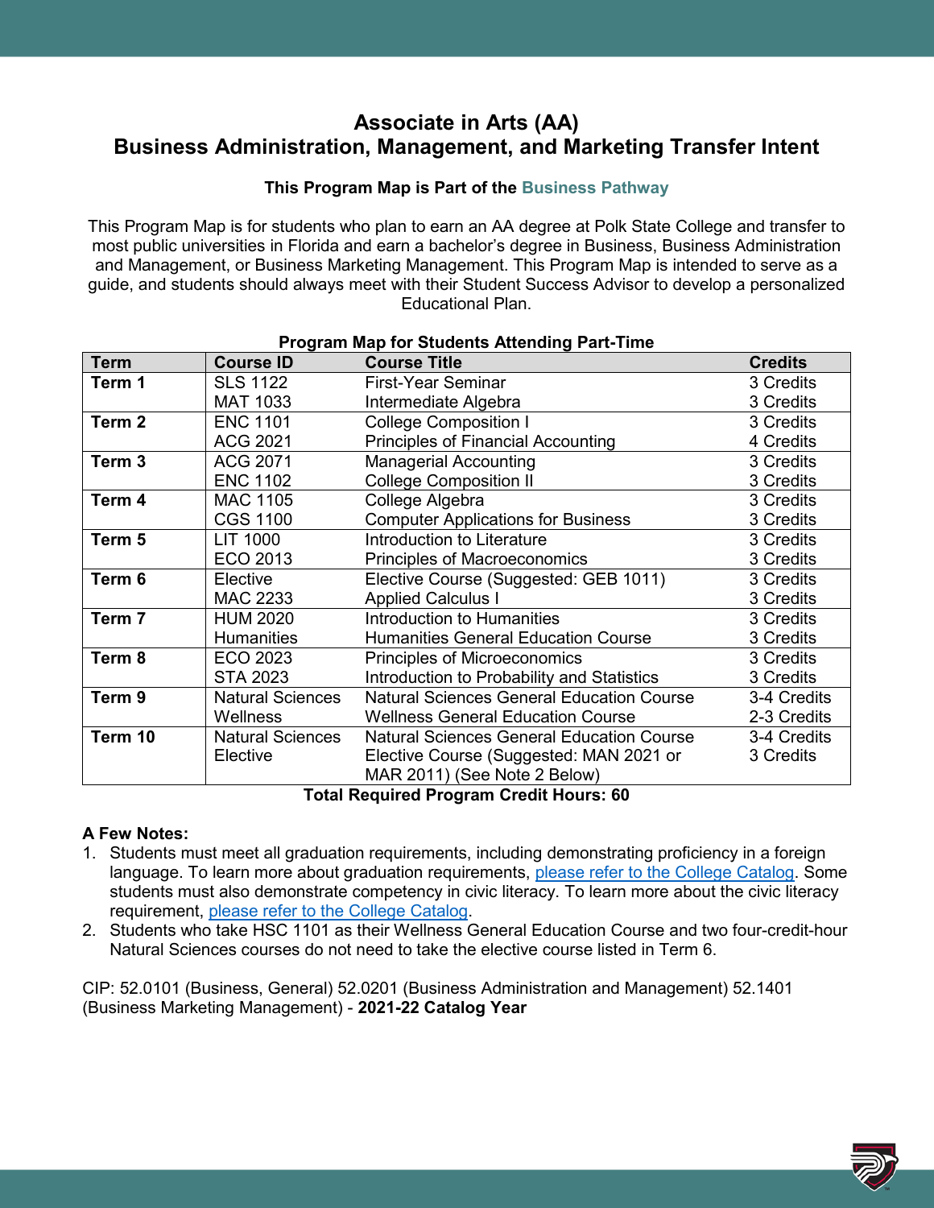# Associate in Arts (AA)
# Business Administration, Management, and Marketing Transfer Intent

**This Program Map is Part of the Business Pathway**

This Program Map is for students who plan to earn an AA degree at Polk State College and transfer to most public universities in Florida and earn a bachelor's degree in Business, Business Administration and Management, or Business Marketing Management. This Program Map is intended to serve as a guide, and students should always meet with their Student Success Advisor to develop a personalized Educational Plan.

**Program Map for Students Attending Part-Time**

| Term | Course ID | Course Title | Credits |
|---|---|---|---|
| **Term 1** | SLS 1122 | First-Year Seminar | 3 Credits |
| | MAT 1033 | Intermediate Algebra | 3 Credits |
| **Term 2** | ENC 1101 | College Composition I | 3 Credits |
| | ACG 2021 | Principles of Financial Accounting | 4 Credits |
| **Term 3** | ACG 2071 | Managerial Accounting | 3 Credits |
| | ENC 1102 | College Composition II | 3 Credits |
| **Term 4** | MAC 1105 | College Algebra | 3 Credits |
| | CGS 1100 | Computer Applications for Business | 3 Credits |
| **Term 5** | LIT 1000 | Introduction to Literature | 3 Credits |
| | ECO 2013 | Principles of Macroeconomics | 3 Credits |
| **Term 6** | Elective | Elective Course (Suggested: GEB 1011) | 3 Credits |
| | MAC 2233 | Applied Calculus I | 3 Credits |
| **Term 7** | HUM 2020 | Introduction to Humanities | 3 Credits |
| | Humanities | Humanities General Education Course | 3 Credits |
| **Term 8** | ECO 2023 | Principles of Microeconomics | 3 Credits |
| | STA 2023 | Introduction to Probability and Statistics | 3 Credits |
| **Term 9** | Natural Sciences | Natural Sciences General Education Course | 3-4 Credits |
| | Wellness | Wellness General Education Course | 2-3 Credits |
| **Term 10** | Natural Sciences | Natural Sciences General Education Course | 3-4 Credits |
| | Elective | Elective Course (Suggested: MAN 2021 or MAR 2011) (See Note 2 Below) | 3 Credits |

**Total Required Program Credit Hours: 60**

**A Few Notes:**

1. Students must meet all graduation requirements, including demonstrating proficiency in a foreign language. To learn more about graduation requirements, please refer to the College Catalog. Some students must also demonstrate competency in civic literacy. To learn more about the civic literacy requirement, please refer to the College Catalog.
2. Students who take HSC 1101 as their Wellness General Education Course and two four-credit-hour Natural Sciences courses do not need to take the elective course listed in Term 6.

CIP: 52.0101 (Business, General) 52.0201 (Business Administration and Management) 52.1401 (Business Marketing Management) - **2021-22 Catalog Year**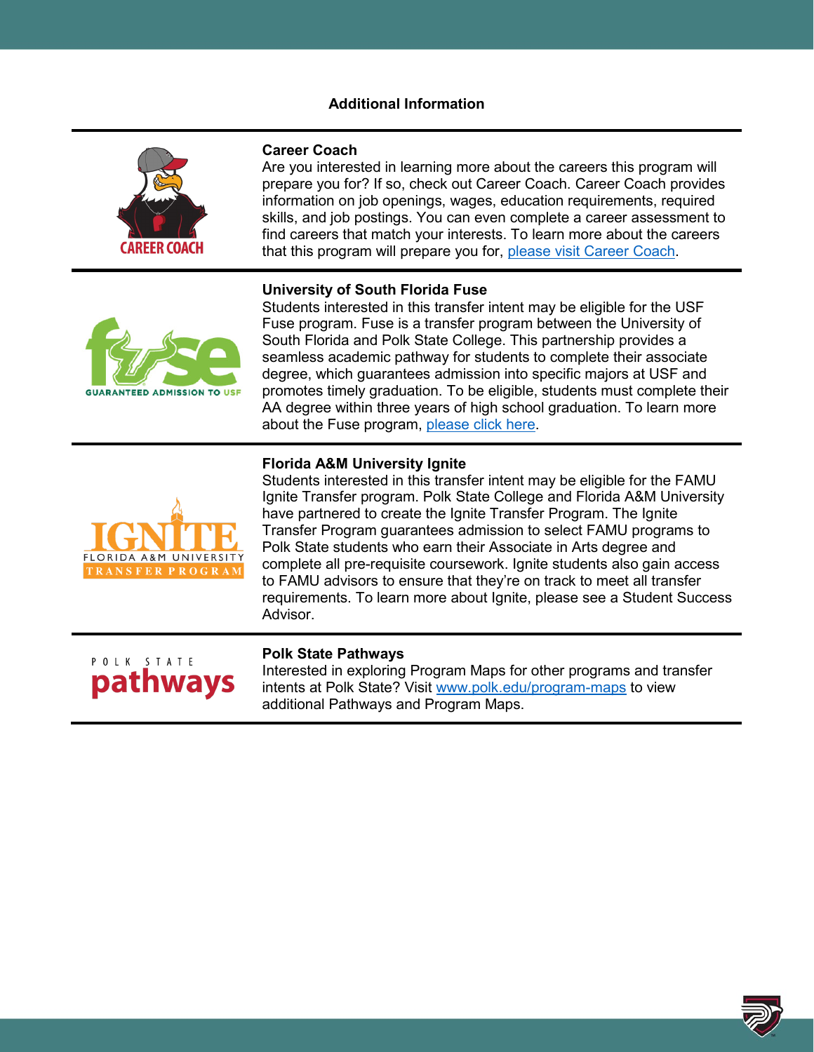## Additional Information

### Career Coach

Are you interested in learning more about the careers this program will prepare you for? If so, check out Career Coach. Career Coach provides information on job openings, wages, education requirements, required skills, and job postings. You can even complete a career assessment to find careers that match your interests. To learn more about the careers that this program will prepare you for, please visit Career Coach.

### University of South Florida Fuse

Students interested in this transfer intent may be eligible for the USF Fuse program. Fuse is a transfer program between the University of South Florida and Polk State College. This partnership provides a seamless academic pathway for students to complete their associate degree, which guarantees admission into specific majors at USF and promotes timely graduation. To be eligible, students must complete their AA degree within three years of high school graduation. To learn more about the Fuse program, please click here.

### Florida A&M University Ignite

Students interested in this transfer intent may be eligible for the FAMU Ignite Transfer program. Polk State College and Florida A&M University have partnered to create the Ignite Transfer Program. The Ignite Transfer Program guarantees admission to select FAMU programs to Polk State students who earn their Associate in Arts degree and complete all pre-requisite coursework. Ignite students also gain access to FAMU advisors to ensure that they're on track to meet all transfer requirements. To learn more about Ignite, please see a Student Success Advisor.

### Polk State Pathways

Interested in exploring Program Maps for other programs and transfer intents at Polk State? Visit www.polk.edu/program-maps to view additional Pathways and Program Maps.